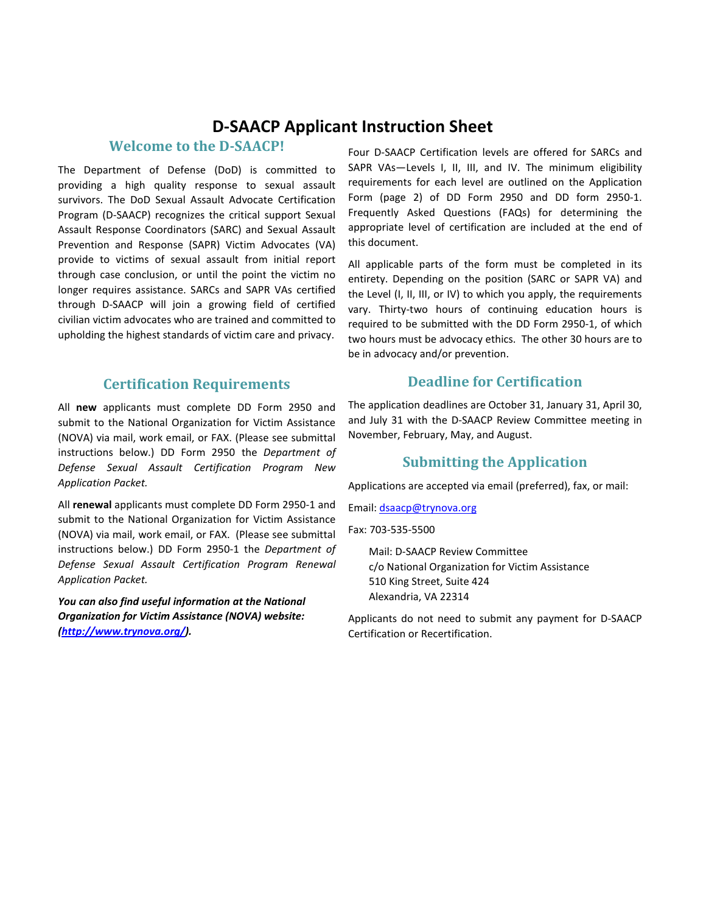# D-SAACP Applicant Instruction Sheet

## Welcome to the D-SAACP!

The Department of Defense (DoD) is committed to providing a high quality response to sexual assault survivors. The DoD Sexual Assault Advocate Certification Program (D-SAACP) recognizes the critical support Sexual Assault Response Coordinators (SARC) and Sexual Assault Prevention and Response (SAPR) Victim Advocates (VA) provide to victims of sexual assault from initial report through case conclusion, or until the point the victim no longer requires assistance. SARCs and SAPR VAs certified through D-SAACP will join a growing field of certified civilian victim advocates who are trained and committed to upholding the highest standards of victim care and privacy.

Four D-SAACP Certification levels are offered for SARCs and SAPR VAs—Levels I, II, III, and IV. The minimum eligibility requirements for each level are outlined on the Application Form (page 2) of DD Form 2950 and DD form 2950-1. Frequently Asked Questions (FAQs) for determining the appropriate level of certification are included at the end of this document.

All applicable parts of the form must be completed in its entirety. Depending on the position (SARC or SAPR VA) and the Level (I, II, III, or IV) to which you apply, the requirements vary. Thirty-two hours of continuing education hours is required to be submitted with the DD Form 2950-1, of which two hours must be advocacy ethics. The other 30 hours are to be in advocacy and/or prevention.

## Certification Requirements

All **new** applicants must complete DD Form 2950 and submit to the National Organization for Victim Assistance (NOVA) via mail, work email, or FAX. (Please see submittal instructions below.) DD Form 2950 the *Department of Defense Sexual Assault Certification Program New Application Packet.*

All **renewal** applicants must complete DD Form 2950-1 and submit to the National Organization for Victim Assistance (NOVA) via mail, work email, or FAX. (Please see submittal instructions below.) DD Form 2950-1 the *Department of Defense Sexual Assault Certification Program Renewal Application Packet.*

***You can also find useful information at the National Organization for Victim Assistance (NOVA) website: (http://www.trynova.org/).***

## Deadline for Certification

The application deadlines are October 31, January 31, April 30, and July 31 with the D-SAACP Review Committee meeting in November, February, May, and August.

## Submitting the Application

Applications are accepted via email (preferred), fax, or mail:

Email: dsaacp@trynova.org

Fax: 703-535-5500

Mail: D-SAACP Review Committee
c/o National Organization for Victim Assistance
510 King Street, Suite 424
Alexandria, VA 22314

Applicants do not need to submit any payment for D-SAACP Certification or Recertification.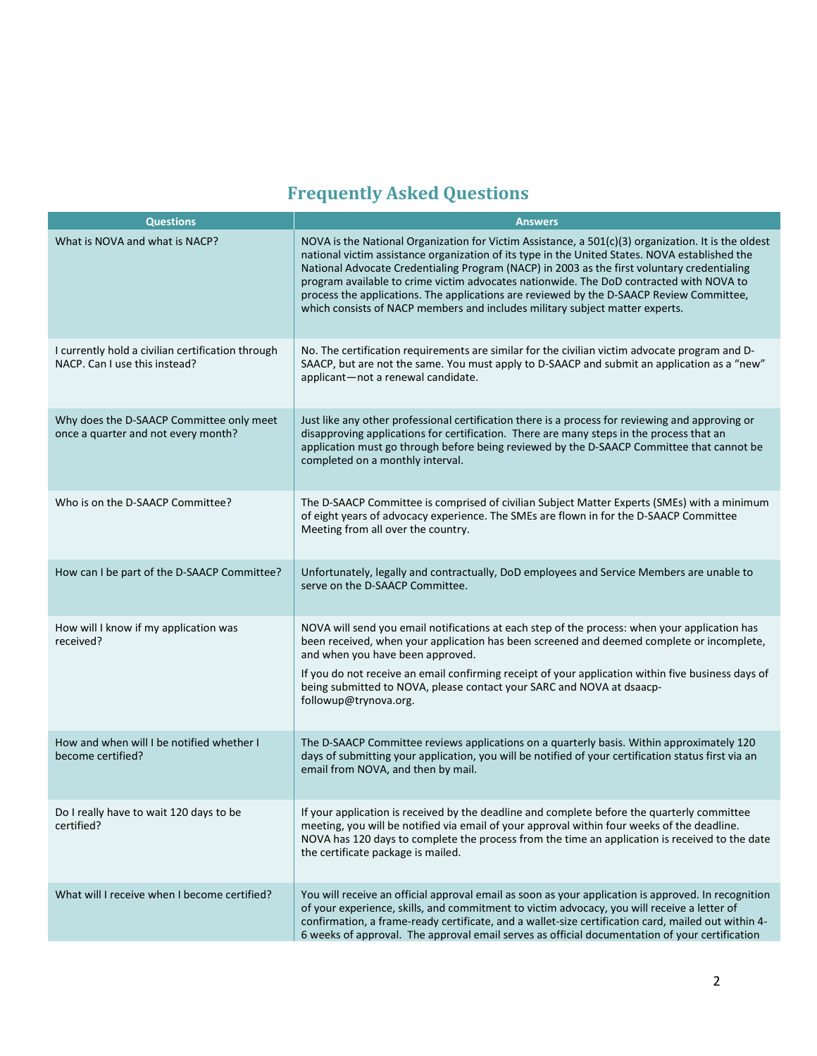## Frequently Asked Questions

| Questions | Answers |
|---|---|
| What is NOVA and what is NACP? | NOVA is the National Organization for Victim Assistance, a 501(c)(3) organization. It is the oldest national victim assistance organization of its type in the United States. NOVA established the National Advocate Credentialing Program (NACP) in 2003 as the first voluntary credentialing program available to crime victim advocates nationwide. The DoD contracted with NOVA to process the applications. The applications are reviewed by the D-SAACP Review Committee, which consists of NACP members and includes military subject matter experts. |
| I currently hold a civilian certification through NACP. Can I use this instead? | No. The certification requirements are similar for the civilian victim advocate program and D-SAACP, but are not the same. You must apply to D-SAACP and submit an application as a "new" applicant—not a renewal candidate. |
| Why does the D-SAACP Committee only meet once a quarter and not every month? | Just like any other professional certification there is a process for reviewing and approving or disapproving applications for certification. There are many steps in the process that an application must go through before being reviewed by the D-SAACP Committee that cannot be completed on a monthly interval. |
| Who is on the D-SAACP Committee? | The D-SAACP Committee is comprised of civilian Subject Matter Experts (SMEs) with a minimum of eight years of advocacy experience. The SMEs are flown in for the D-SAACP Committee Meeting from all over the country. |
| How can I be part of the D-SAACP Committee? | Unfortunately, legally and contractually, DoD employees and Service Members are unable to serve on the D-SAACP Committee. |
| How will I know if my application was received? | NOVA will send you email notifications at each step of the process: when your application has been received, when your application has been screened and deemed complete or incomplete, and when you have been approved.<br><br>If you do not receive an email confirming receipt of your application within five business days of being submitted to NOVA, please contact your SARC and NOVA at dsaacp-followup@trynova.org. |
| How and when will I be notified whether I become certified? | The D-SAACP Committee reviews applications on a quarterly basis. Within approximately 120 days of submitting your application, you will be notified of your certification status first via an email from NOVA, and then by mail. |
| Do I really have to wait 120 days to be certified? | If your application is received by the deadline and complete before the quarterly committee meeting, you will be notified via email of your approval within four weeks of the deadline. NOVA has 120 days to complete the process from the time an application is received to the date the certificate package is mailed. |
| What will I receive when I become certified? | You will receive an official approval email as soon as your application is approved. In recognition of your experience, skills, and commitment to victim advocacy, you will receive a letter of confirmation, a frame-ready certificate, and a wallet-size certification card, mailed out within 4-6 weeks of approval. The approval email serves as official documentation of your certification |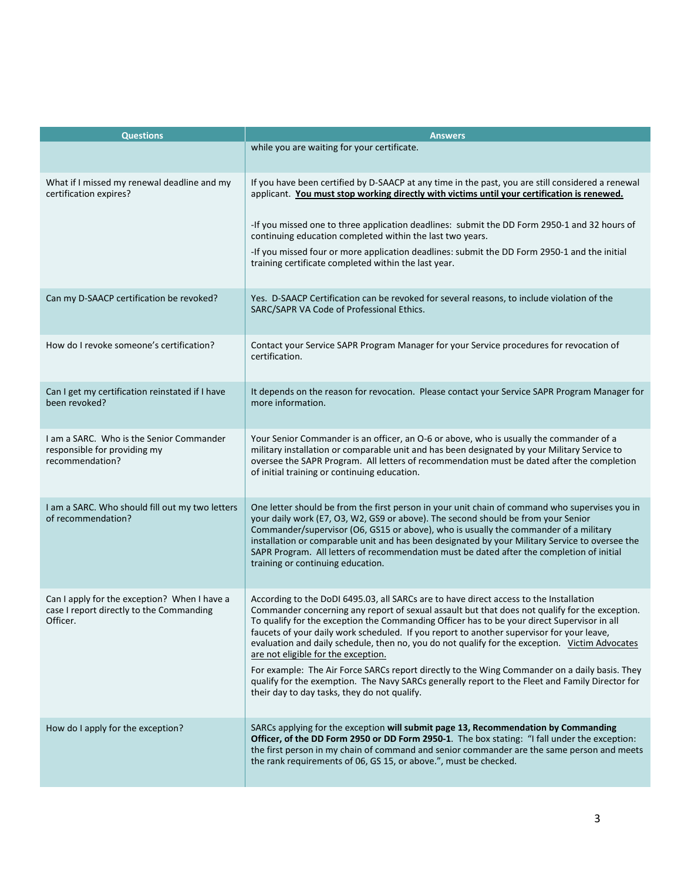| Questions | Answers |
|---|---|
| | while you are waiting for your certificate. |
| What if I missed my renewal deadline and my certification expires? | If you have been certified by D-SAACP at any time in the past, you are still considered a renewal applicant. **<u>You must stop working directly with victims until your certification is renewed.</u>**<br><br>-If you missed one to three application deadlines: submit the DD Form 2950-1 and 32 hours of continuing education completed within the last two years.<br>-If you missed four or more application deadlines: submit the DD Form 2950-1 and the initial training certificate completed within the last year. |
| Can my D-SAACP certification be revoked? | Yes. D-SAACP Certification can be revoked for several reasons, to include violation of the SARC/SAPR VA Code of Professional Ethics. |
| How do I revoke someone's certification? | Contact your Service SAPR Program Manager for your Service procedures for revocation of certification. |
| Can I get my certification reinstated if I have been revoked? | It depends on the reason for revocation. Please contact your Service SAPR Program Manager for more information. |
| I am a SARC. Who is the Senior Commander responsible for providing my recommendation? | Your Senior Commander is an officer, an O-6 or above, who is usually the commander of a military installation or comparable unit and has been designated by your Military Service to oversee the SAPR Program. All letters of recommendation must be dated after the completion of initial training or continuing education. |
| I am a SARC. Who should fill out my two letters of recommendation? | One letter should be from the first person in your unit chain of command who supervises you in your daily work (E7, O3, W2, GS9 or above). The second should be from your Senior Commander/supervisor (O6, GS15 or above), who is usually the commander of a military installation or comparable unit and has been designated by your Military Service to oversee the SAPR Program. All letters of recommendation must be dated after the completion of initial training or continuing education. |
| Can I apply for the exception? When I have a case I report directly to the Commanding Officer. | According to the DoDI 6495.03, all SARCs are to have direct access to the Installation Commander concerning any report of sexual assault but that does not qualify for the exception. To qualify for the exception the Commanding Officer has to be your direct Supervisor in all faucets of your daily work scheduled. If you report to another supervisor for your leave, evaluation and daily schedule, then no, you do not qualify for the exception. <u>Victim Advocates are not eligible for the exception.</u><br><br>For example: The Air Force SARCs report directly to the Wing Commander on a daily basis. They qualify for the exemption. The Navy SARCs generally report to the Fleet and Family Director for their day to day tasks, they do not qualify. |
| How do I apply for the exception? | SARCs applying for the exception **will submit page 13, Recommendation by Commanding Officer, of the DD Form 2950 or DD Form 2950-1**. The box stating: "I fall under the exception: the first person in my chain of command and senior commander are the same person and meets the rank requirements of 06, GS 15, or above.", must be checked. |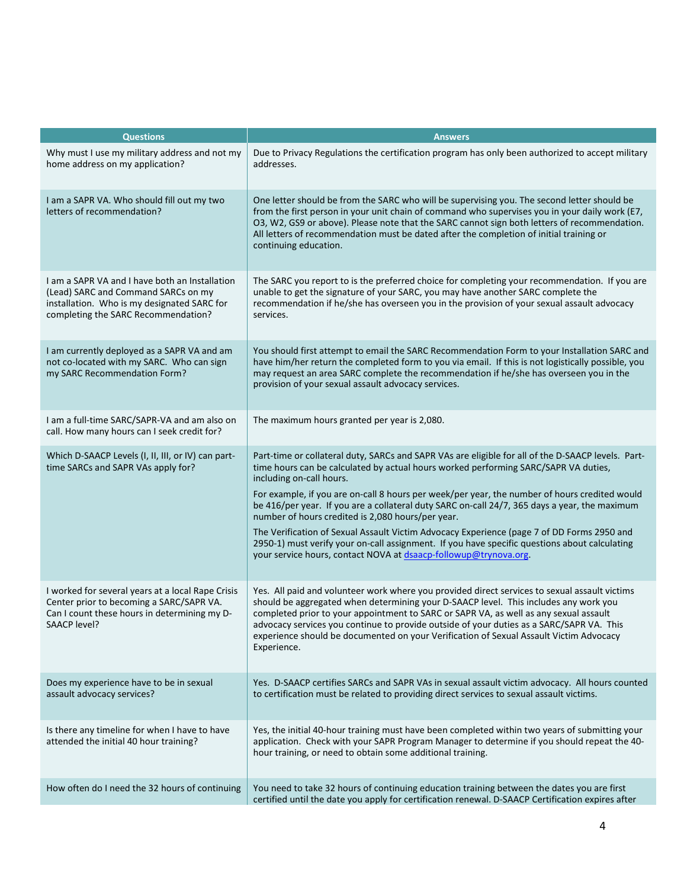| Questions | Answers |
|---|---|
| Why must I use my military address and not my home address on my application? | Due to Privacy Regulations the certification program has only been authorized to accept military addresses. |
| I am a SAPR VA. Who should fill out my two letters of recommendation? | One letter should be from the SARC who will be supervising you. The second letter should be from the first person in your unit chain of command who supervises you in your daily work (E7, O3, W2, GS9 or above). Please note that the SARC cannot sign both letters of recommendation. All letters of recommendation must be dated after the completion of initial training or continuing education. |
| I am a SAPR VA and I have both an Installation (Lead) SARC and Command SARCs on my installation. Who is my designated SARC for completing the SARC Recommendation? | The SARC you report to is the preferred choice for completing your recommendation. If you are unable to get the signature of your SARC, you may have another SARC complete the recommendation if he/she has overseen you in the provision of your sexual assault advocacy services. |
| I am currently deployed as a SAPR VA and am not co-located with my SARC. Who can sign my SARC Recommendation Form? | You should first attempt to email the SARC Recommendation Form to your Installation SARC and have him/her return the completed form to you via email. If this is not logistically possible, you may request an area SARC complete the recommendation if he/she has overseen you in the provision of your sexual assault advocacy services. |
| I am a full-time SARC/SAPR-VA and am also on call. How many hours can I seek credit for? | The maximum hours granted per year is 2,080. |
| Which D-SAACP Levels (I, II, III, or IV) can part-time SARCs and SAPR VAs apply for? | Part-time or collateral duty, SARCs and SAPR VAs are eligible for all of the D-SAACP levels. Part-time hours can be calculated by actual hours worked performing SARC/SAPR VA duties, including on-call hours.<br><br>For example, if you are on-call 8 hours per week/per year, the number of hours credited would be 416/per year. If you are a collateral duty SARC on-call 24/7, 365 days a year, the maximum number of hours credited is 2,080 hours/per year.<br><br>The Verification of Sexual Assault Victim Advocacy Experience (page 7 of DD Forms 2950 and 2950-1) must verify your on-call assignment. If you have specific questions about calculating your service hours, contact NOVA at dsaacp-followup@trynova.org. |
| I worked for several years at a local Rape Crisis Center prior to becoming a SARC/SAPR VA. Can I count these hours in determining my D-SAACP level? | Yes. All paid and volunteer work where you provided direct services to sexual assault victims should be aggregated when determining your D-SAACP level. This includes any work you completed prior to your appointment to SARC or SAPR VA, as well as any sexual assault advocacy services you continue to provide outside of your duties as a SARC/SAPR VA. This experience should be documented on your Verification of Sexual Assault Victim Advocacy Experience. |
| Does my experience have to be in sexual assault advocacy services? | Yes. D-SAACP certifies SARCs and SAPR VAs in sexual assault victim advocacy. All hours counted to certification must be related to providing direct services to sexual assault victims. |
| Is there any timeline for when I have to have attended the initial 40 hour training? | Yes, the initial 40-hour training must have been completed within two years of submitting your application. Check with your SAPR Program Manager to determine if you should repeat the 40-hour training, or need to obtain some additional training. |
| How often do I need the 32 hours of continuing | You need to take 32 hours of continuing education training between the dates you are first certified until the date you apply for certification renewal. D-SAACP Certification expires after |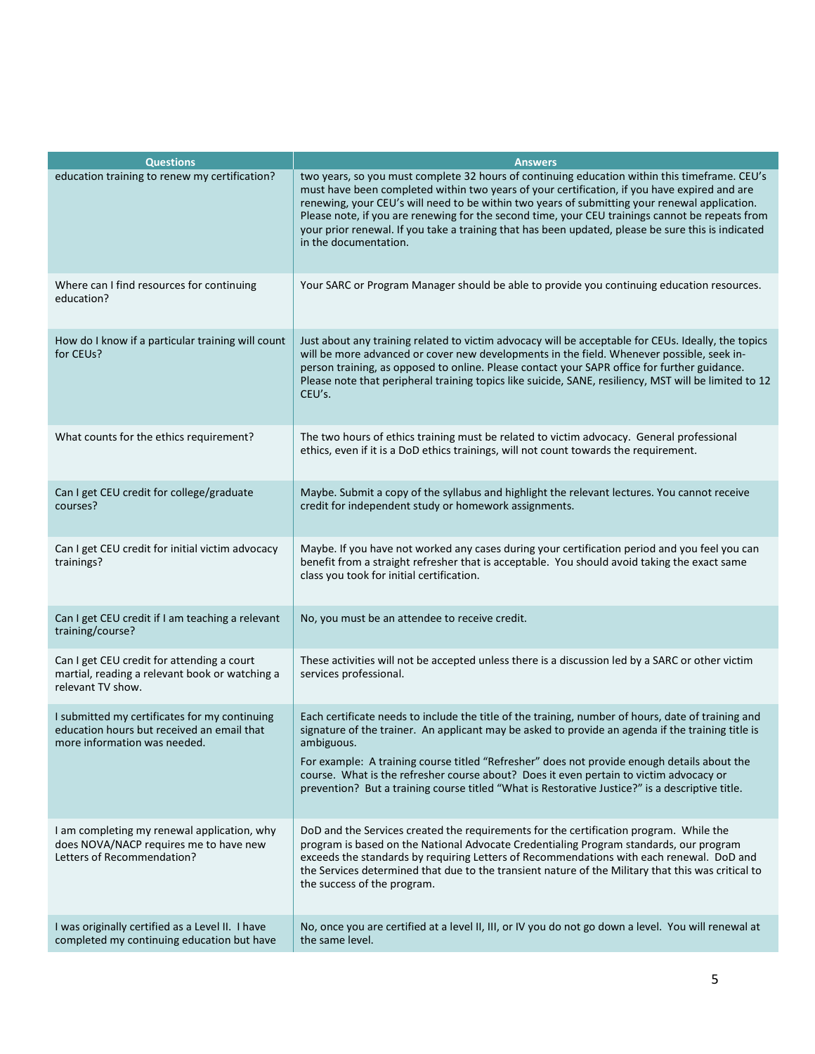| Questions | Answers |
|---|---|
| education training to renew my certification? | two years, so you must complete 32 hours of continuing education within this timeframe. CEU's must have been completed within two years of your certification, if you have expired and are renewing, your CEU's will need to be within two years of submitting your renewal application. Please note, if you are renewing for the second time, your CEU trainings cannot be repeats from your prior renewal. If you take a training that has been updated, please be sure this is indicated in the documentation. |
| Where can I find resources for continuing education? | Your SARC or Program Manager should be able to provide you continuing education resources. |
| How do I know if a particular training will count for CEUs? | Just about any training related to victim advocacy will be acceptable for CEUs. Ideally, the topics will be more advanced or cover new developments in the field. Whenever possible, seek in-person training, as opposed to online. Please contact your SAPR office for further guidance. Please note that peripheral training topics like suicide, SANE, resiliency, MST will be limited to 12 CEU's. |
| What counts for the ethics requirement? | The two hours of ethics training must be related to victim advocacy. General professional ethics, even if it is a DoD ethics trainings, will not count towards the requirement. |
| Can I get CEU credit for college/graduate courses? | Maybe. Submit a copy of the syllabus and highlight the relevant lectures. You cannot receive credit for independent study or homework assignments. |
| Can I get CEU credit for initial victim advocacy trainings? | Maybe. If you have not worked any cases during your certification period and you feel you can benefit from a straight refresher that is acceptable. You should avoid taking the exact same class you took for initial certification. |
| Can I get CEU credit if I am teaching a relevant training/course? | No, you must be an attendee to receive credit. |
| Can I get CEU credit for attending a court martial, reading a relevant book or watching a relevant TV show. | These activities will not be accepted unless there is a discussion led by a SARC or other victim services professional. |
| I submitted my certificates for my continuing education hours but received an email that more information was needed. | Each certificate needs to include the title of the training, number of hours, date of training and signature of the trainer. An applicant may be asked to provide an agenda if the training title is ambiguous.<br><br>For example: A training course titled "Refresher" does not provide enough details about the course. What is the refresher course about? Does it even pertain to victim advocacy or prevention? But a training course titled "What is Restorative Justice?" is a descriptive title. |
| I am completing my renewal application, why does NOVA/NACP requires me to have new Letters of Recommendation? | DoD and the Services created the requirements for the certification program. While the program is based on the National Advocate Credentialing Program standards, our program exceeds the standards by requiring Letters of Recommendations with each renewal. DoD and the Services determined that due to the transient nature of the Military that this was critical to the success of the program. |
| I was originally certified as a Level II. I have completed my continuing education but have | No, once you are certified at a level II, III, or IV you do not go down a level. You will renewal at the same level. |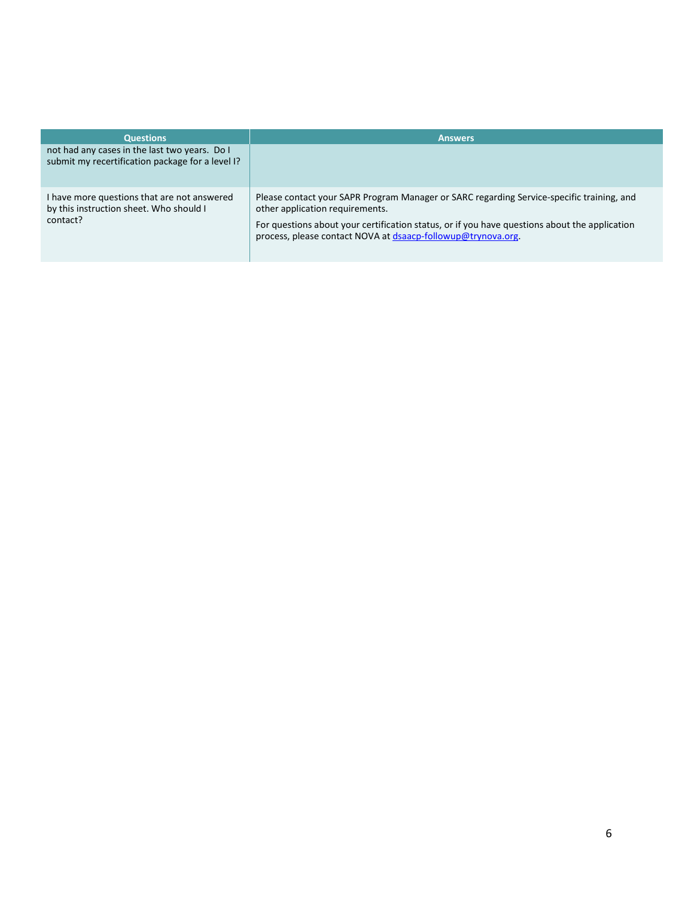| Questions | Answers |
| --- | --- |
| not had any cases in the last two years. Do I submit my recertification package for a level I? | |
| I have more questions that are not answered by this instruction sheet. Who should I contact? | Please contact your SAPR Program Manager or SARC regarding Service-specific training, and other application requirements. For questions about your certification status, or if you have questions about the application process, please contact NOVA at dsaacp-followup@trynova.org. |